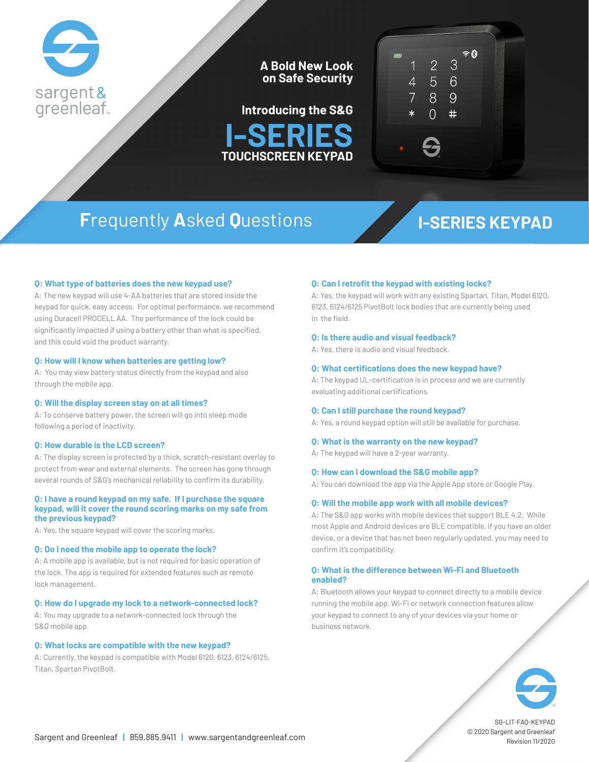sargent & greenleaf

## A Bold New Look on Safe Security

Introducing the S&G

# I-SERIES TOUCHSCREEN KEYPAD

## Frequently Asked Questions

## I-SERIES KEYPAD

**Q: What type of batteries does the new keypad use?**

A: The new keypad will use 4-AA batteries that are stored inside the keypad for quick, easy access. For optimal performance, we recommend using Duracell PROCELL AA. The performance of the lock could be significantly impacted if using a battery other than what is specified, and this could void the product warranty.

**Q: How will I know when batteries are getting low?**

A: You may view battery status directly from the keypad and also through the mobile app.

**Q: Will the display screen stay on at all times?**

A: To conserve battery power, the screen will go into sleep mode following a period of inactivity.

**Q: How durable is the LCD screen?**

A: The display screen is protected by a thick, scratch-resistant overlay to protect from wear and external elements. The screen has gone through several rounds of S&G's mechanical reliability to confirm its durability.

**Q: I have a round keypad on my safe. If I purchase the square keypad, will it cover the round scoring marks on my safe from the previous keypad?**

A: Yes, the square keypad will cover the scoring marks.

**Q: Do I need the mobile app to operate the lock?**

A: A mobile app is available, but is not required for basic operation of the lock. The app is required for extended features such as remote lock management.

**Q: How do I upgrade my lock to a network-connected lock?**

A: You may upgrade to a network-connected lock through the S&G mobile app

**Q: What locks are compatible with the new keypad?**

A: Currently, the keypad is compatible with Model 6120, 6123, 6124/6125, Titan, Spartan PivotBolt.

**Q: Can I retrofit the keypad with existing locks?**

A: Yes, the keypad will work with any existing Spartan, Titan, Model 6120, 6123, 6124/6125 PivotBolt lock bodies that are currently being used in the field.

**Q: Is there audio and visual feedback?**

A: Yes, there is audio and visual feedback.

**Q: What certifications does the new keypad have?**

A: The keypad UL-certification is in process and we are currently evaluating additional certifications.

**Q: Can I still purchase the round keypad?**

A: Yes, a round keypad option will still be available for purchase.

**Q: What is the warranty on the new keypad?**

A: The keypad will have a 2-year warranty.

**Q: How can I download the S&G mobile app?**

A: You can download the app via the Apple App store or Google Play.

**Q: Will the mobile app work with all mobile devices?**

A: The S&G app works with mobile devices that support BLE 4.2. While most Apple and Android devices are BLE compatible, if you have an older device, or a device that has not been regularly updated, you may need to confirm it's compatibility.

**Q: What is the difference between Wi-Fi and Bluetooth enabled?**

A: Bluetooth allows your keypad to connect directly to a mobile device running the mobile app. Wi-Fi or network connection features allow your keypad to connect to any of your devices via your home or business network.

Sargent and Greenleaf | 859.885.9411 | www.sargentandgreenleaf.com

SG-LIT-FAQ-KEYPAD
© 2020 Sargent and Greenleaf
Revision 11/2020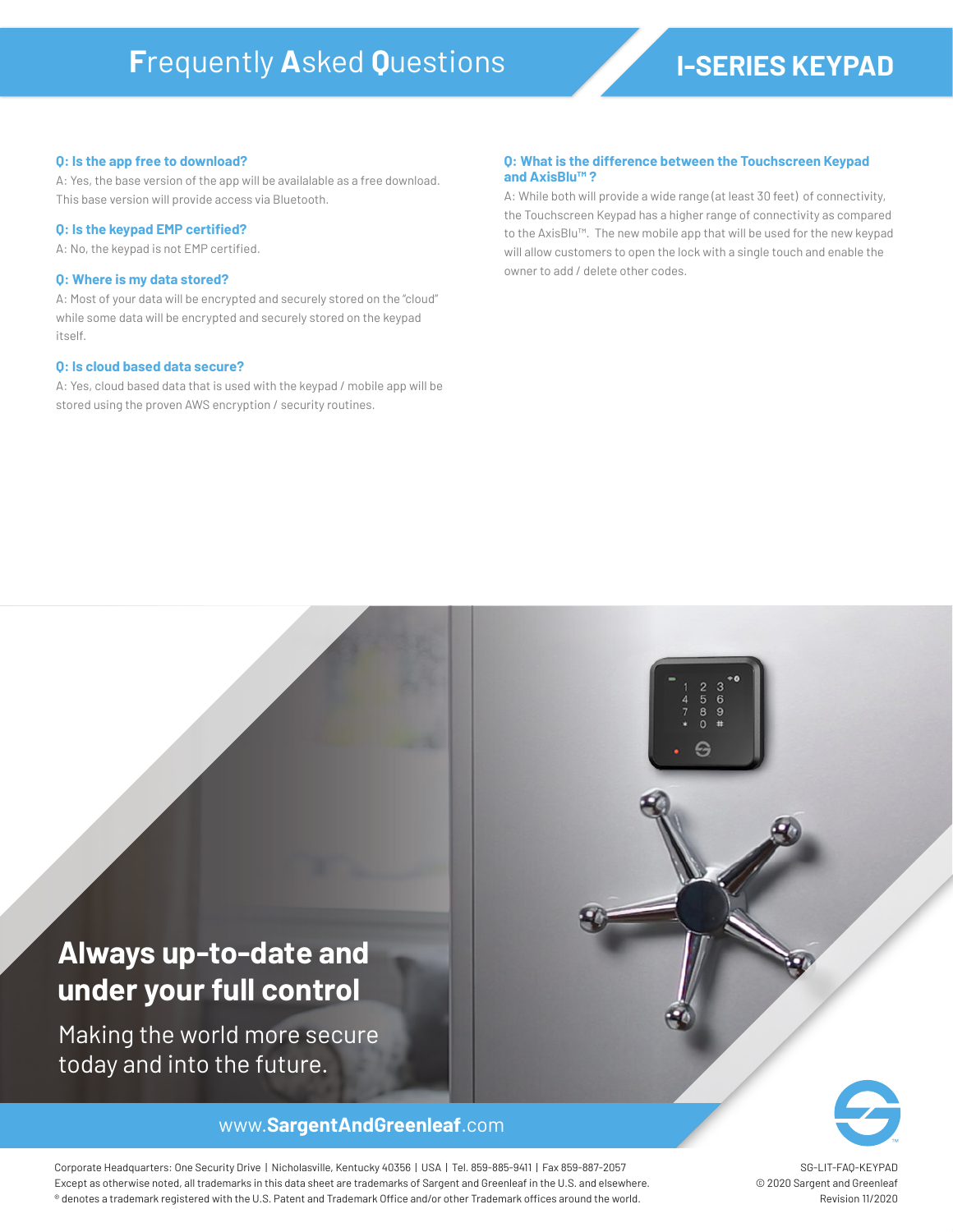# Frequently Asked Questions

## I-SERIES KEYPAD

**Q: Is the app free to download?**

A: Yes, the base version of the app will be availalable as a free download. This base version will provide access via Bluetooth.

**Q: Is the keypad EMP certified?**

A: No, the keypad is not EMP certified.

**Q: Where is my data stored?**

A: Most of your data will be encrypted and securely stored on the "cloud" while some data will be encrypted and securely stored on the keypad itself.

**Q: Is cloud based data secure?**

A: Yes, cloud based data that is used with the keypad / mobile app will be stored using the proven AWS encryption / security routines.

**Q: What is the difference between the Touchscreen Keypad and AxisBlu™ ?**

A: While both will provide a wide range (at least 30 feet) of connectivity, the Touchscreen Keypad has a higher range of connectivity as compared to the AxisBlu™. The new mobile app that will be used for the new keypad will allow customers to open the lock with a single touch and enable the owner to add / delete other codes.

**Always up-to-date and under your full control**

Making the world more secure today and into the future.

www.**SargentAndGreenleaf**.com

Corporate Headquarters: One Security Drive | Nicholasville, Kentucky 40356 | USA | Tel. 859-885-9411 | Fax 859-887-2057
Except as otherwise noted, all trademarks in this data sheet are trademarks of Sargent and Greenleaf in the U.S. and elsewhere.
® denotes a trademark registered with the U.S. Patent and Trademark Office and/or other Trademark offices around the world.

SG-LIT-FAQ-KEYPAD
© 2020 Sargent and Greenleaf
Revision 11/2020